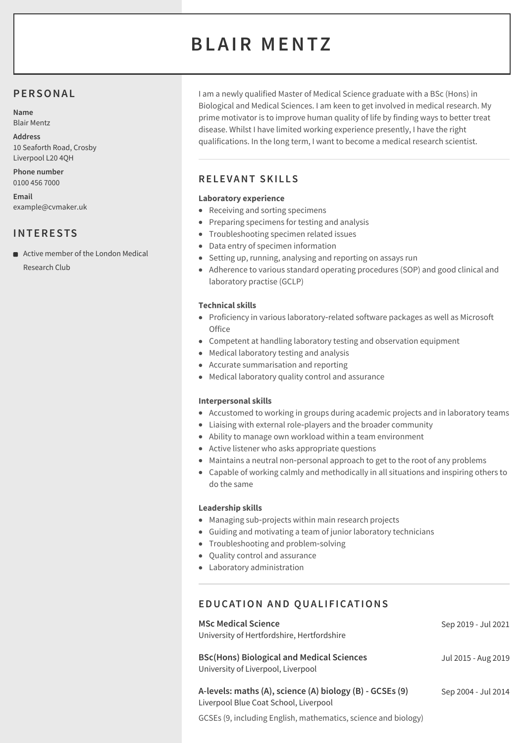# BLAIR MENTZ

## PERSONAL

**Name**
Blair Mentz

**Address**
10 Seaforth Road, Crosby
Liverpool L20 4QH

**Phone number**
0100 456 7000

**Email**
example@cvmaker.uk

## INTERESTS

- Active member of the London Medical Research Club

I am a newly qualified Master of Medical Science graduate with a BSc (Hons) in Biological and Medical Sciences. I am keen to get involved in medical research. My prime motivator is to improve human quality of life by finding ways to better treat disease. Whilst I have limited working experience presently, I have the right qualifications. In the long term, I want to become a medical research scientist.

## RELEVANT SKILLS

**Laboratory experience**

- Receiving and sorting specimens
- Preparing specimens for testing and analysis
- Troubleshooting specimen related issues
- Data entry of specimen information
- Setting up, running, analysing and reporting on assays run
- Adherence to various standard operating procedures (SOP) and good clinical and laboratory practise (GCLP)

**Technical skills**

- Proficiency in various laboratory-related software packages as well as Microsoft Office
- Competent at handling laboratory testing and observation equipment
- Medical laboratory testing and analysis
- Accurate summarisation and reporting
- Medical laboratory quality control and assurance

**Interpersonal skills**

- Accustomed to working in groups during academic projects and in laboratory teams
- Liaising with external role-players and the broader community
- Ability to manage own workload within a team environment
- Active listener who asks appropriate questions
- Maintains a neutral non-personal approach to get to the root of any problems
- Capable of working calmly and methodically in all situations and inspiring others to do the same

**Leadership skills**

- Managing sub-projects within main research projects
- Guiding and motivating a team of junior laboratory technicians
- Troubleshooting and problem-solving
- Quality control and assurance
- Laboratory administration

## EDUCATION AND QUALIFICATIONS

**MSc Medical Science** — Sep 2019 - Jul 2021
University of Hertfordshire, Hertfordshire

**BSc(Hons) Biological and Medical Sciences** — Jul 2015 - Aug 2019
University of Liverpool, Liverpool

**A-levels: maths (A), science (A) biology (B) - GCSEs (9)** — Sep 2004 - Jul 2014
Liverpool Blue Coat School, Liverpool

GCSEs (9, including English, mathematics, science and biology)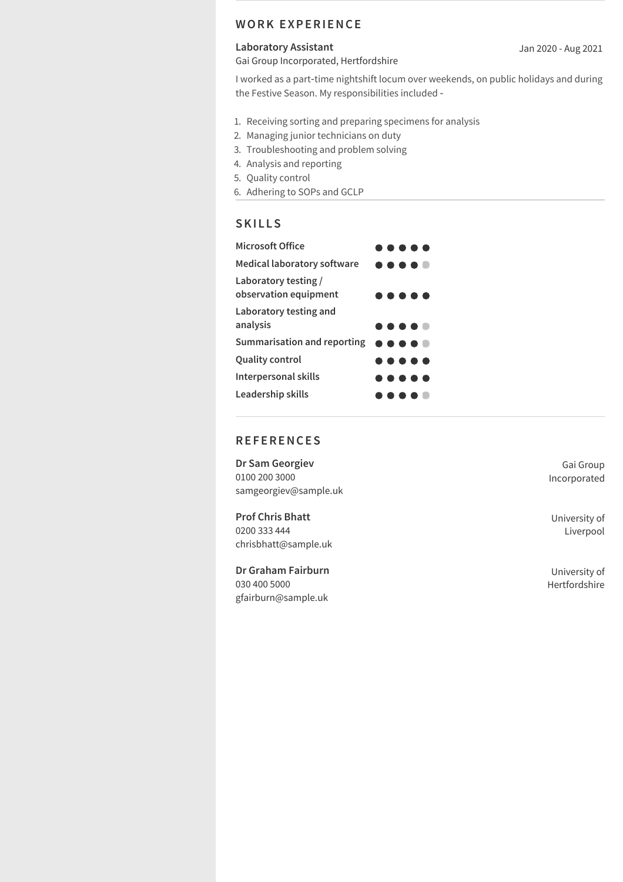## WORK EXPERIENCE

**Laboratory Assistant**
Gai Group Incorporated, Hertfordshire

Jan 2020 - Aug 2021

I worked as a part-time nightshift locum over weekends, on public holidays and during the Festive Season. My responsibilities included -

1. Receiving sorting and preparing specimens for analysis
2. Managing junior technicians on duty
3. Troubleshooting and problem solving
4. Analysis and reporting
5. Quality control
6. Adhering to SOPs and GCLP

## SKILLS

| | |
|---|---|
| **Microsoft Office** | ●●●●● |
| **Medical laboratory software** | ●●●●○ |
| **Laboratory testing / observation equipment** | ●●●●● |
| **Laboratory testing and analysis** | ●●●●○ |
| **Summarisation and reporting** | ●●●●○ |
| **Quality control** | ●●●●● |
| **Interpersonal skills** | ●●●●● |
| **Leadership skills** | ●●●●○ |

## REFERENCES

**Dr Sam Georgiev**
0100 200 3000
samgeorgiev@sample.uk
Gai Group Incorporated

**Prof Chris Bhatt**
0200 333 444
chrisbhatt@sample.uk
University of Liverpool

**Dr Graham Fairburn**
030 400 5000
gfairburn@sample.uk
University of Hertfordshire